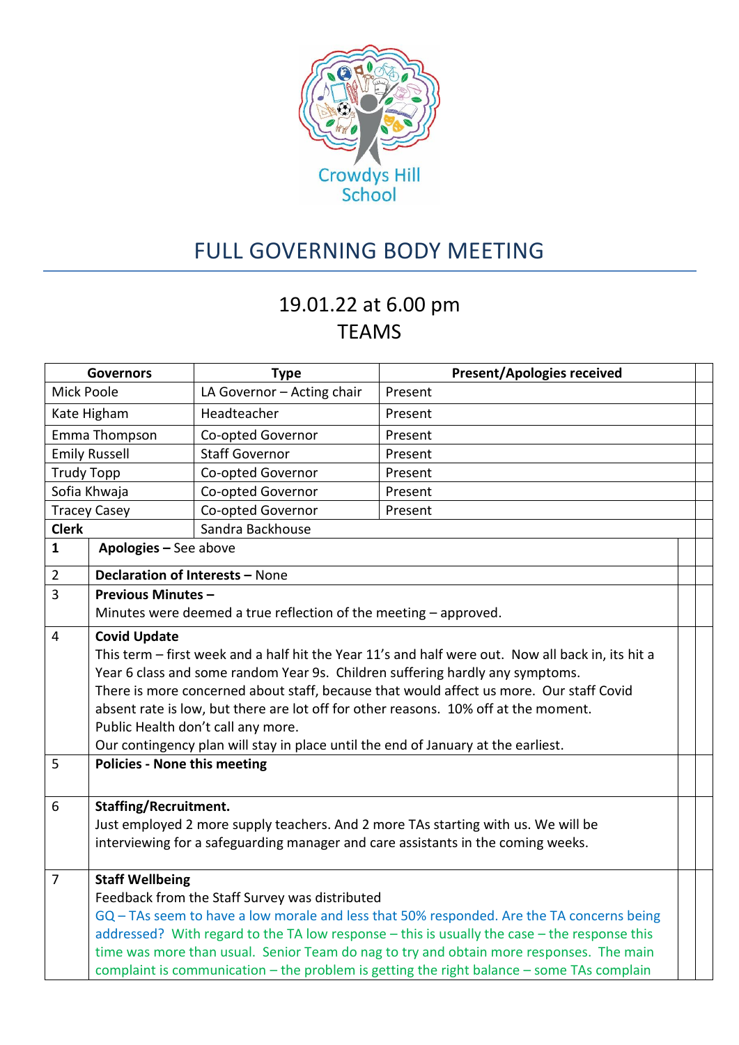Crowdys Hill School

# FULL GOVERNING BODY MEETING

## 19.01.22 at 6.00 pm
## TEAMS

| Governors | Type | Present/Apologies received |
|---|---|---|
| Mick Poole | LA Governor – Acting chair | Present |
| Kate Higham | Headteacher | Present |
| Emma Thompson | Co-opted Governor | Present |
| Emily Russell | Staff Governor | Present |
| Trudy Topp | Co-opted Governor | Present |
| Sofia Khwaja | Co-opted Governor | Present |
| Tracey Casey | Co-opted Governor | Present |
| **Clerk** | Sandra Backhouse | |

| | | |
|---|---|---|
| **1** | **Apologies –** See above | |
| 2 | **Declaration of Interests –** None | |
| 3 | **Previous Minutes –**<br>Minutes were deemed a true reflection of the meeting – approved. | |
| 4 | **Covid Update**<br>This term – first week and a half hit the Year 11's and half were out. Now all back in, its hit a Year 6 class and some random Year 9s. Children suffering hardly any symptoms.<br>There is more concerned about staff, because that would affect us more. Our staff Covid absent rate is low, but there are lot off for other reasons. 10% off at the moment.<br>Public Health don't call any more.<br>Our contingency plan will stay in place until the end of January at the earliest. | |
| 5 | **Policies - None this meeting** | |
| 6 | **Staffing/Recruitment.**<br>Just employed 2 more supply teachers. And 2 more TAs starting with us. We will be interviewing for a safeguarding manager and care assistants in the coming weeks. | |
| 7 | **Staff Wellbeing**<br>Feedback from the Staff Survey was distributed<br>GQ – TAs seem to have a low morale and less that 50% responded. Are the TA concerns being addressed? With regard to the TA low response – this is usually the case – the response this time was more than usual. Senior Team do nag to try and obtain more responses. The main complaint is communication – the problem is getting the right balance – some TAs complain | |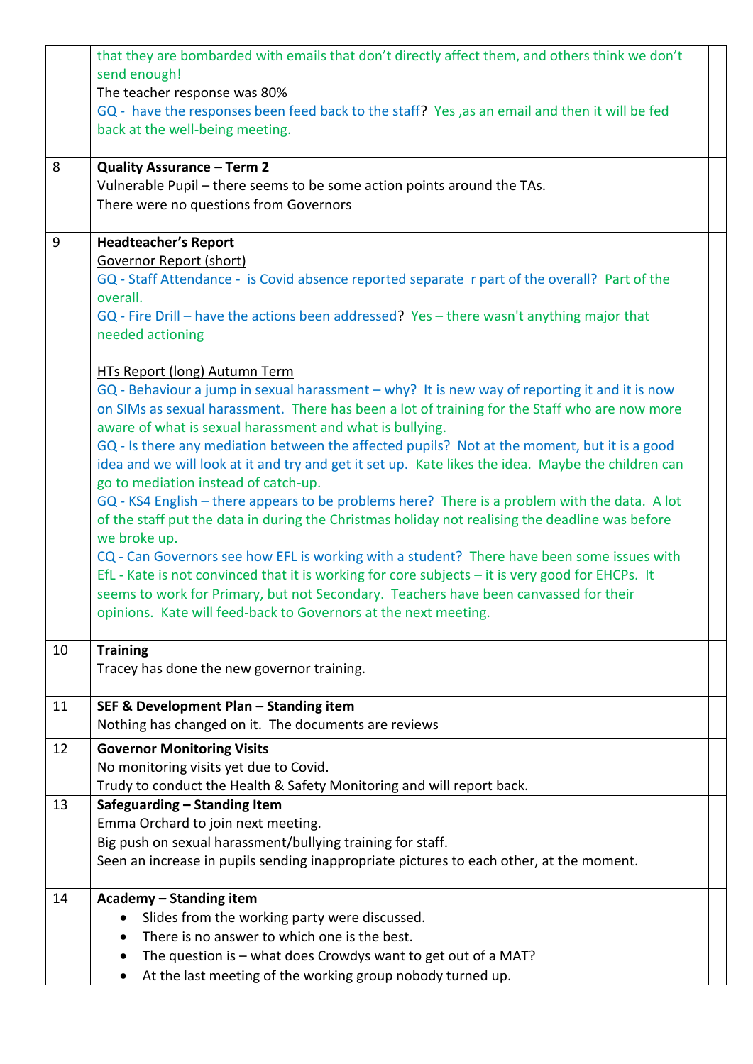| | | | |
|---|---|---|---|
| | that they are bombarded with emails that don't directly affect them, and others think we don't send enough!<br>The teacher response was 80%<br>GQ - have the responses been feed back to the staff? Yes ,as an email and then it will be fed back at the well-being meeting. | | |
| 8 | **Quality Assurance – Term 2**<br>Vulnerable Pupil – there seems to be some action points around the TAs.<br>There were no questions from Governors | | |
| 9 | **Headteacher's Report**<br>Governor Report (short)<br>GQ - Staff Attendance - is Covid absence reported separate r part of the overall? Part of the overall.<br>GQ - Fire Drill – have the actions been addressed? Yes – there wasn't anything major that needed actioning<br><br>HTs Report (long) Autumn Term<br>GQ - Behaviour a jump in sexual harassment – why? It is new way of reporting it and it is now on SIMs as sexual harassment. There has been a lot of training for the Staff who are now more aware of what is sexual harassment and what is bullying.<br>GQ - Is there any mediation between the affected pupils? Not at the moment, but it is a good idea and we will look at it and try and get it set up. Kate likes the idea. Maybe the children can go to mediation instead of catch-up.<br>GQ - KS4 English – there appears to be problems here? There is a problem with the data. A lot of the staff put the data in during the Christmas holiday not realising the deadline was before we broke up.<br>CQ - Can Governors see how EFL is working with a student? There have been some issues with EfL - Kate is not convinced that it is working for core subjects – it is very good for EHCPs. It seems to work for Primary, but not Secondary. Teachers have been canvassed for their opinions. Kate will feed-back to Governors at the next meeting. | | |
| 10 | **Training**<br>Tracey has done the new governor training. | | |
| 11 | **SEF & Development Plan – Standing item**<br>Nothing has changed on it. The documents are reviews | | |
| 12 | **Governor Monitoring Visits**<br>No monitoring visits yet due to Covid.<br>Trudy to conduct the Health & Safety Monitoring and will report back. | | |
| 13 | **Safeguarding – Standing Item**<br>Emma Orchard to join next meeting.<br>Big push on sexual harassment/bullying training for staff.<br>Seen an increase in pupils sending inappropriate pictures to each other, at the moment. | | |
| 14 | **Academy – Standing item**<br>• Slides from the working party were discussed.<br>• There is no answer to which one is the best.<br>• The question is – what does Crowdys want to get out of a MAT?<br>• At the last meeting of the working group nobody turned up. | | |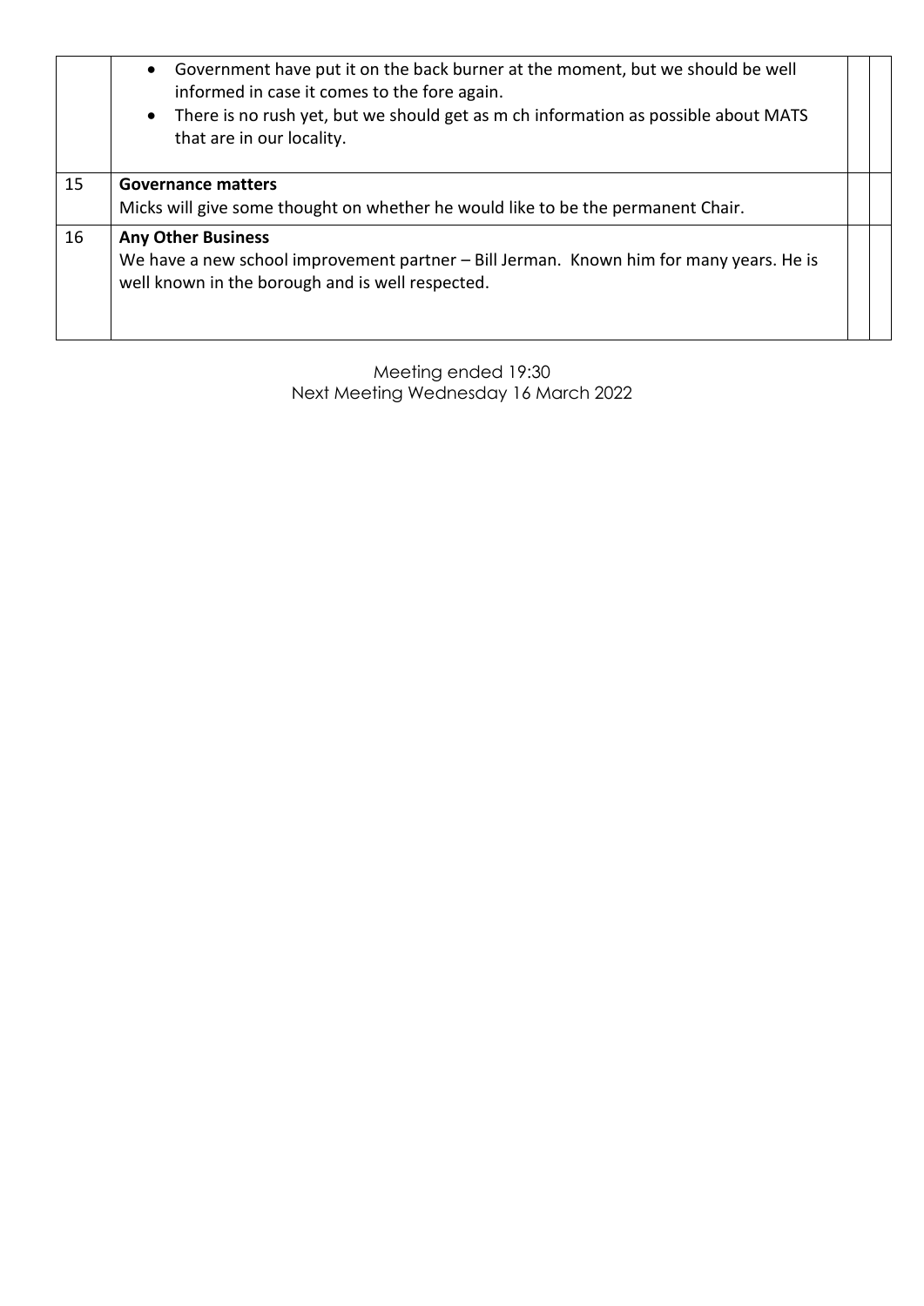| | | | |
|---|---|---|---|
| | • Government have put it on the back burner at the moment, but we should be well informed in case it comes to the fore again.<br>• There is no rush yet, but we should get as m ch information as possible about MATS that are in our locality. | | |
| 15 | **Governance matters**<br>Micks will give some thought on whether he would like to be the permanent Chair. | | |
| 16 | **Any Other Business**<br>We have a new school improvement partner – Bill Jerman. Known him for many years. He is well known in the borough and is well respected. | | |

Meeting ended 19:30
Next Meeting Wednesday 16 March 2022